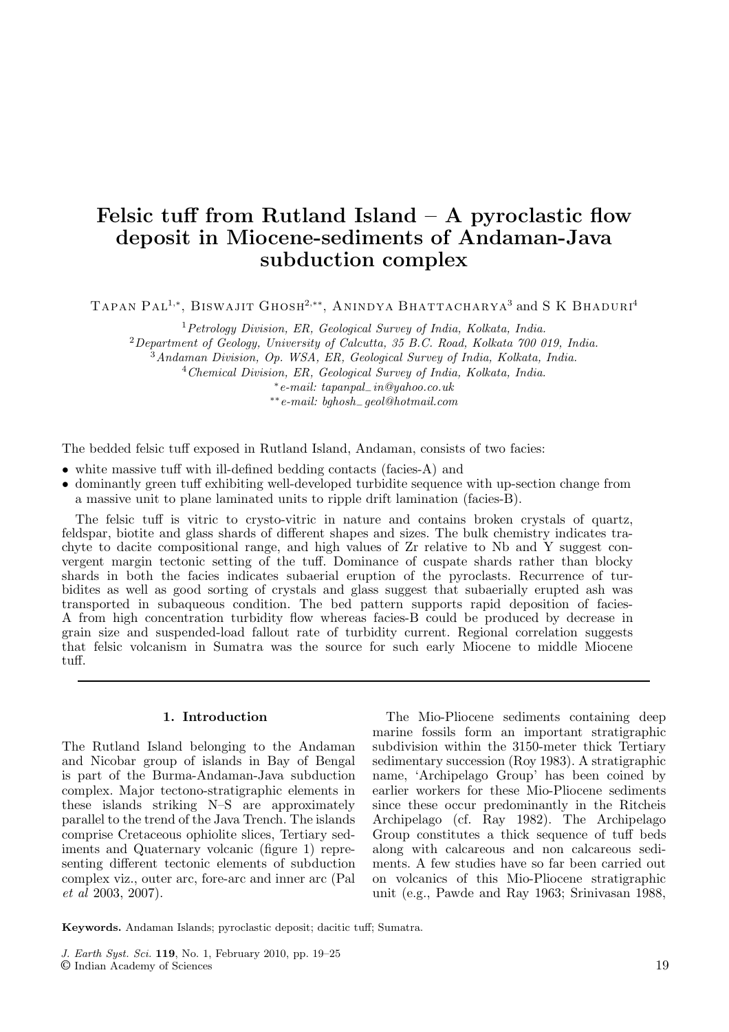# Felsic tuff from Rutland Island – A pyroclastic flow deposit in Miocene-sediments of Andaman-Java subduction complex

Tapan Pal[1,*], Biswajit Ghosh[2,**], Anindya Bhattacharya[3] and S K Bhaduri[4]

[1] *Petrology Division, ER, Geological Survey of India, Kolkata, India.*
[2] *Department of Geology, University of Calcutta, 35 B.C. Road, Kolkata 700 019, India.*
[3] *Andaman Division, Op. WSA, ER, Geological Survey of India, Kolkata, India.*
[4] *Chemical Division, ER, Geological Survey of India, Kolkata, India.*
[*] *e-mail: tapanpal_in@yahoo.co.uk*
[**] *e-mail: bghosh_geol@hotmail.com*

The bedded felsic tuff exposed in Rutland Island, Andaman, consists of two facies:

- white massive tuff with ill-defined bedding contacts (facies-A) and
- dominantly green tuff exhibiting well-developed turbidite sequence with up-section change from a massive unit to plane laminated units to ripple drift lamination (facies-B).

The felsic tuff is vitric to crysto-vitric in nature and contains broken crystals of quartz, feldspar, biotite and glass shards of different shapes and sizes. The bulk chemistry indicates trachyte to dacite compositional range, and high values of Zr relative to Nb and Y suggest convergent margin tectonic setting of the tuff. Dominance of cuspate shards rather than blocky shards in both the facies indicates subaerial eruption of the pyroclasts. Recurrence of turbidites as well as good sorting of crystals and glass suggest that subaerially erupted ash was transported in subaqueous condition. The bed pattern supports rapid deposition of facies-A from high concentration turbidity flow whereas facies-B could be produced by decrease in grain size and suspended-load fallout rate of turbidity current. Regional correlation suggests that felsic volcanism in Sumatra was the source for such early Miocene to middle Miocene tuff.

## 1. Introduction

The Rutland Island belonging to the Andaman and Nicobar group of islands in Bay of Bengal is part of the Burma-Andaman-Java subduction complex. Major tectono-stratigraphic elements in these islands striking N–S are approximately parallel to the trend of the Java Trench. The islands comprise Cretaceous ophiolite slices, Tertiary sediments and Quaternary volcanic (figure 1) representing different tectonic elements of subduction complex viz., outer arc, fore-arc and inner arc (Pal *et al* 2003, 2007).

The Mio-Pliocene sediments containing deep marine fossils form an important stratigraphic subdivision within the 3150-meter thick Tertiary sedimentary succession (Roy 1983). A stratigraphic name, 'Archipelago Group' has been coined by earlier workers for these Mio-Pliocene sediments since these occur predominantly in the Ritcheis Archipelago (cf. Ray 1982). The Archipelago Group constitutes a thick sequence of tuff beds along with calcareous and non calcareous sediments. A few studies have so far been carried out on volcanics of this Mio-Pliocene stratigraphic unit (e.g., Pawde and Ray 1963; Srinivasan 1988,

**Keywords.** Andaman Islands; pyroclastic deposit; dacitic tuff; Sumatra.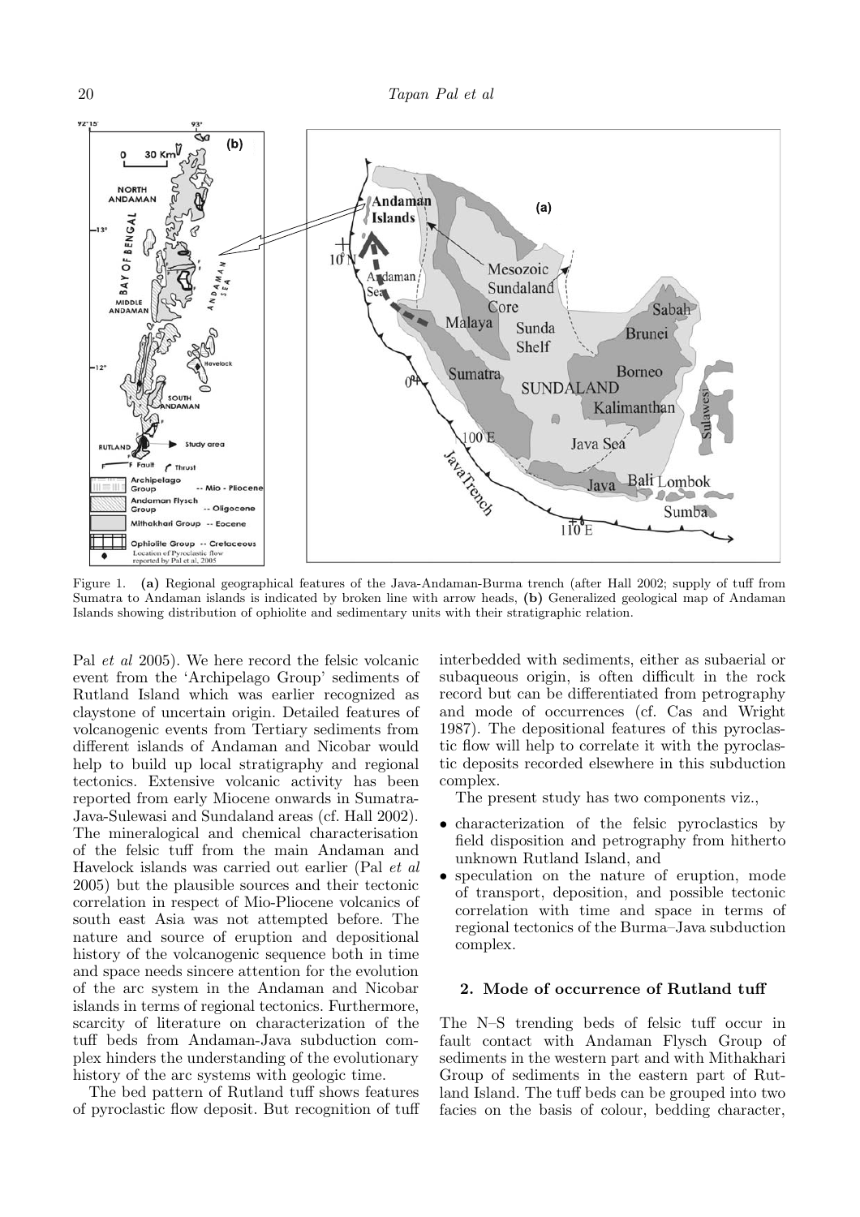Andaman Islands

(a)

Mesozoic Sundaland Core

Andaman Sea

Malaya

Sunda Shelf

Sabah

Brunei

Borneo

Sumatra

SUNDALAND

Kalimantan

Sulawesi

Java Sea

Java Trench

Java

Bali

Lombok

Sumba

10°N

0°

100°E

110°E

(b)

92°15'

93°

0 30 Km

NORTH ANDAMAN

BAY OF BENGAL

ANDAMAN SEA

MIDDLE ANDAMAN

Havelock

SOUTH ANDAMAN

RUTLAND

Study area

13°

12°

F Fault

Thrust

Archipelago Group -- Mio - Pliocene

Andaman Flysch Group -- Oligocene

Mithakhari Group -- Eocene

Ophiolite Group -- Cretaceous

Location of Pyroclastic flow reported by Pal et al, 2005

Figure 1. **(a)** Regional geographical features of the Java-Andaman-Burma trench (after Hall 2002; supply of tuff from Sumatra to Andaman islands is indicated by broken line with arrow heads, **(b)** Generalized geological map of Andaman Islands showing distribution of ophiolite and sedimentary units with their stratigraphic relation.

Pal *et al* 2005). We here record the felsic volcanic event from the 'Archipelago Group' sediments of Rutland Island which was earlier recognized as claystone of uncertain origin. Detailed features of volcanogenic events from Tertiary sediments from different islands of Andaman and Nicobar would help to build up local stratigraphy and regional tectonics. Extensive volcanic activity has been reported from early Miocene onwards in Sumatra-Java-Sulewasi and Sundaland areas (cf. Hall 2002). The mineralogical and chemical characterisation of the felsic tuff from the main Andaman and Havelock islands was carried out earlier (Pal *et al* 2005) but the plausible sources and their tectonic correlation in respect of Mio-Pliocene volcanics of south east Asia was not attempted before. The nature and source of eruption and depositional history of the volcanogenic sequence both in time and space needs sincere attention for the evolution of the arc system in the Andaman and Nicobar islands in terms of regional tectonics. Furthermore, scarcity of literature on characterization of the tuff beds from Andaman-Java subduction complex hinders the understanding of the evolutionary history of the arc systems with geologic time.

The bed pattern of Rutland tuff shows features of pyroclastic flow deposit. But recognition of tuff interbedded with sediments, either as subaerial or subaqueous origin, is often difficult in the rock record but can be differentiated from petrography and mode of occurrences (cf. Cas and Wright 1987). The depositional features of this pyroclastic flow will help to correlate it with the pyroclastic deposits recorded elsewhere in this subduction complex.

The present study has two components viz.,

- characterization of the felsic pyroclastics by field disposition and petrography from hitherto unknown Rutland Island, and
- speculation on the nature of eruption, mode of transport, deposition, and possible tectonic correlation with time and space in terms of regional tectonics of the Burma–Java subduction complex.

## 2. Mode of occurrence of Rutland tuff

The N–S trending beds of felsic tuff occur in fault contact with Andaman Flysch Group of sediments in the western part and with Mithakhari Group of sediments in the eastern part of Rutland Island. The tuff beds can be grouped into two facies on the basis of colour, bedding character,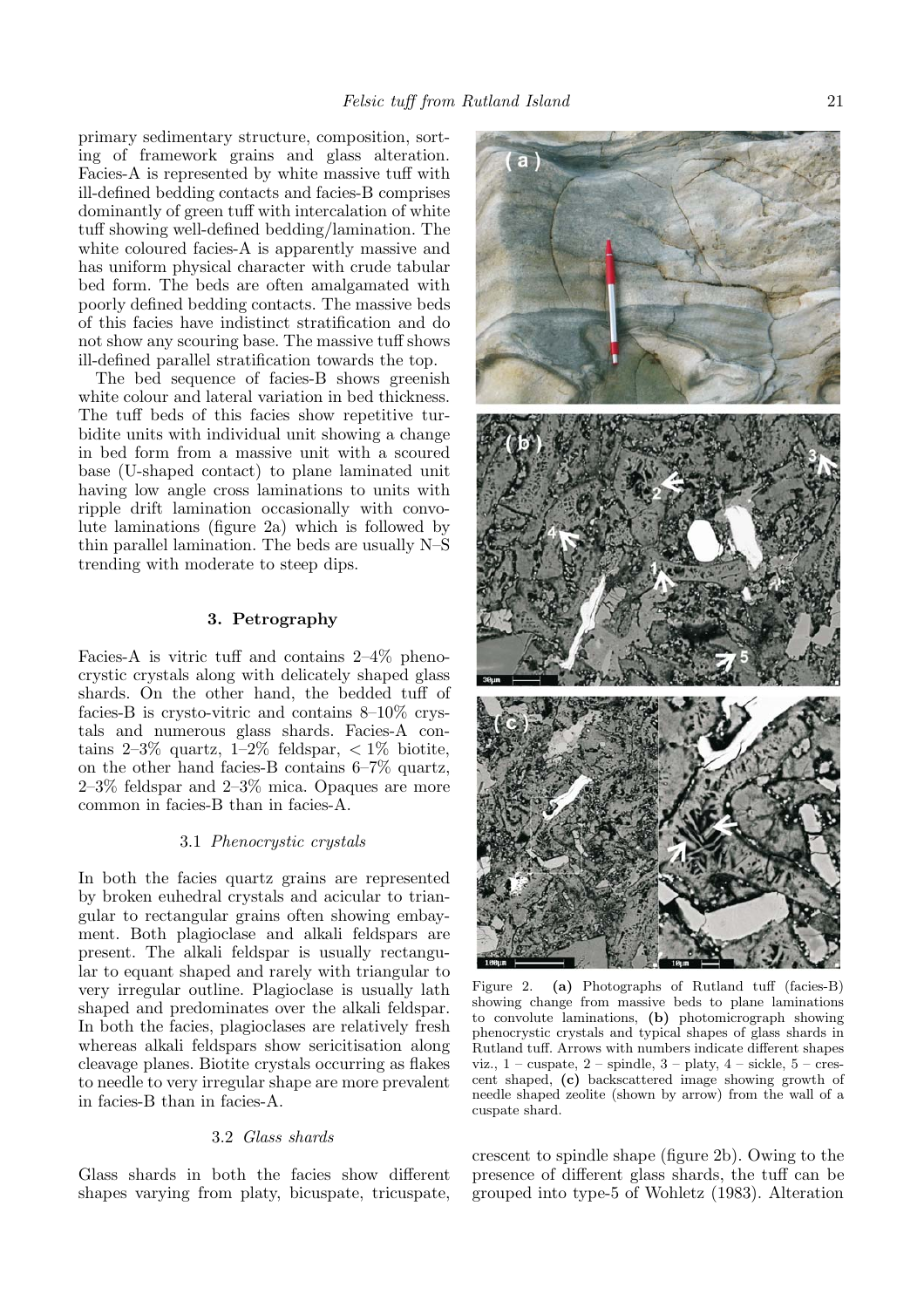primary sedimentary structure, composition, sorting of framework grains and glass alteration. Facies-A is represented by white massive tuff with ill-defined bedding contacts and facies-B comprises dominantly of green tuff with intercalation of white tuff showing well-defined bedding/lamination. The white coloured facies-A is apparently massive and has uniform physical character with crude tabular bed form. The beds are often amalgamated with poorly defined bedding contacts. The massive beds of this facies have indistinct stratification and do not show any scouring base. The massive tuff shows ill-defined parallel stratification towards the top.

The bed sequence of facies-B shows greenish white colour and lateral variation in bed thickness. The tuff beds of this facies show repetitive turbidite units with individual unit showing a change in bed form from a massive unit with a scoured base (U-shaped contact) to plane laminated unit having low angle cross laminations to units with ripple drift lamination occasionally with convolute laminations (figure 2a) which is followed by thin parallel lamination. The beds are usually N–S trending with moderate to steep dips.

## 3. Petrography

Facies-A is vitric tuff and contains 2–4% phenocrystic crystals along with delicately shaped glass shards. On the other hand, the bedded tuff of facies-B is crysto-vitric and contains 8–10% crystals and numerous glass shards. Facies-A contains 2–3% quartz, 1–2% feldspar, $< 1\%$ biotite, on the other hand facies-B contains 6–7% quartz, 2–3% feldspar and 2–3% mica. Opaques are more common in facies-B than in facies-A.

### 3.1 *Phenocrystic crystals*

In both the facies quartz grains are represented by broken euhedral crystals and acicular to triangular to rectangular grains often showing embayment. Both plagioclase and alkali feldspars are present. The alkali feldspar is usually rectangular to equant shaped and rarely with triangular to very irregular outline. Plagioclase is usually lath shaped and predominates over the alkali feldspar. In both the facies, plagioclases are relatively fresh whereas alkali feldspars show sericitisation along cleavage planes. Biotite crystals occurring as flakes to needle to very irregular shape are more prevalent in facies-B than in facies-A.

### 3.2 *Glass shards*

Glass shards in both the facies show different shapes varying from platy, bicuspate, tricuspate, crescent to spindle shape (figure 2b). Owing to the presence of different glass shards, the tuff can be grouped into type-5 of Wohletz (1983). Alteration

Figure 2. **(a)** Photographs of Rutland tuff (facies-B) showing change from massive beds to plane laminations to convolute laminations, **(b)** photomicrograph showing phenocrystic crystals and typical shapes of glass shards in Rutland tuff. Arrows with numbers indicate different shapes viz., 1 – cuspate, 2 – spindle, 3 – platy, 4 – sickle, 5 – crescent shaped, **(c)** backscattered image showing growth of needle shaped zeolite (shown by arrow) from the wall of a cuspate shard.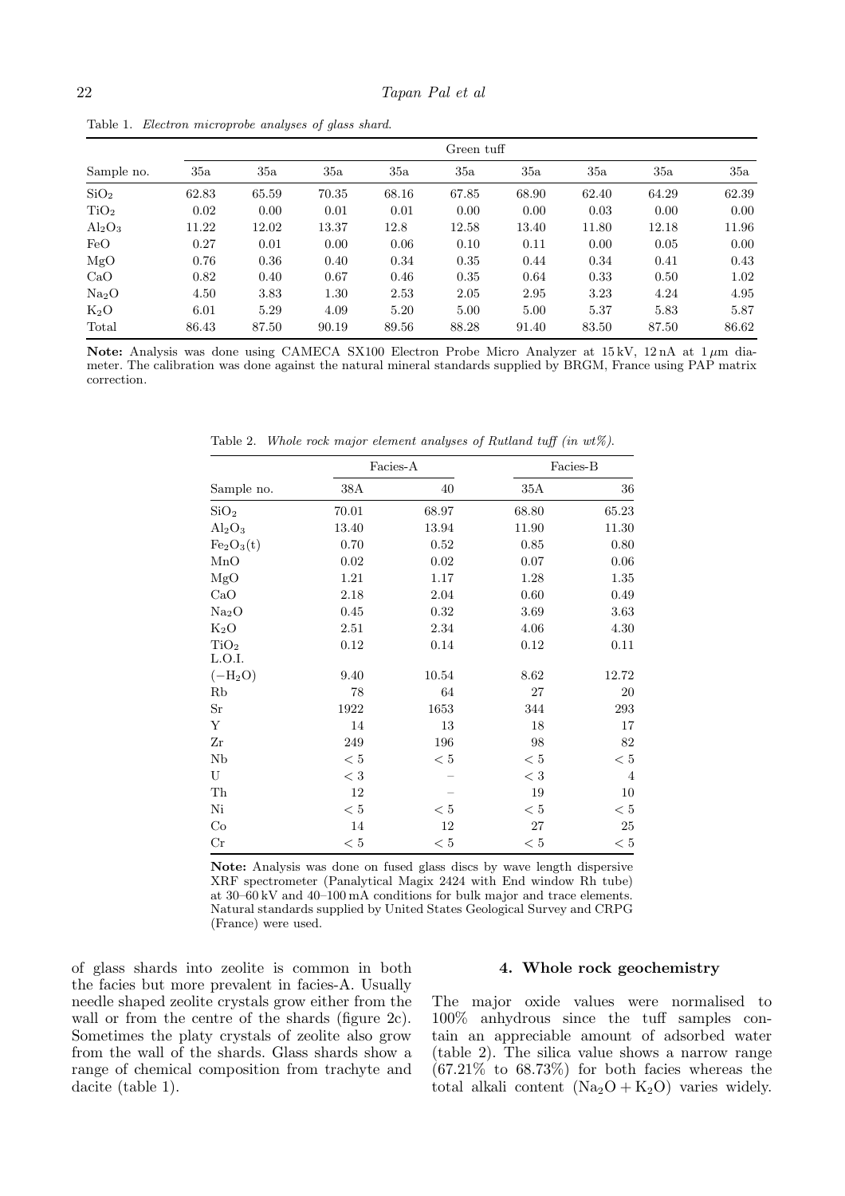Table 1. *Electron microprobe analyses of glass shard.*

| Sample no. | Green tuff | | | | | | | | |
|---|---|---|---|---|---|---|---|---|---|
| | 35a | 35a | 35a | 35a | 35a | 35a | 35a | 35a | 35a |
| $SiO_2$ | 62.83 | 65.59 | 70.35 | 68.16 | 67.85 | 68.90 | 62.40 | 64.29 | 62.39 |
| $TiO_2$ | 0.02 | 0.00 | 0.01 | 0.01 | 0.00 | 0.00 | 0.03 | 0.00 | 0.00 |
| $Al_2O_3$ | 11.22 | 12.02 | 13.37 | 12.8 | 12.58 | 13.40 | 11.80 | 12.18 | 11.96 |
| FeO | 0.27 | 0.01 | 0.00 | 0.06 | 0.10 | 0.11 | 0.00 | 0.05 | 0.00 |
| MgO | 0.76 | 0.36 | 0.40 | 0.34 | 0.35 | 0.44 | 0.34 | 0.41 | 0.43 |
| CaO | 0.82 | 0.40 | 0.67 | 0.46 | 0.35 | 0.64 | 0.33 | 0.50 | 1.02 |
| $Na_2O$ | 4.50 | 3.83 | 1.30 | 2.53 | 2.05 | 2.95 | 3.23 | 4.24 | 4.95 |
| $K_2O$ | 6.01 | 5.29 | 4.09 | 5.20 | 5.00 | 5.00 | 5.37 | 5.83 | 5.87 |
| Total | 86.43 | 87.50 | 90.19 | 89.56 | 88.28 | 91.40 | 83.50 | 87.50 | 86.62 |

**Note:** Analysis was done using CAMECA SX100 Electron Probe Micro Analyzer at 15 kV, 12 nA at 1 $\mu$m diameter. The calibration was done against the natural mineral standards supplied by BRGM, France using PAP matrix correction.

Table 2. *Whole rock major element analyses of Rutland tuff (in wt%).*

| | Facies-A | | Facies-B | |
|---|---|---|---|---|
| Sample no. | 38A | 40 | 35A | 36 |
| $SiO_2$ | 70.01 | 68.97 | 68.80 | 65.23 |
| $Al_2O_3$ | 13.40 | 13.94 | 11.90 | 11.30 |
| $Fe_2O_3$(t) | 0.70 | 0.52 | 0.85 | 0.80 |
| MnO | 0.02 | 0.02 | 0.07 | 0.06 |
| MgO | 1.21 | 1.17 | 1.28 | 1.35 |
| CaO | 2.18 | 2.04 | 0.60 | 0.49 |
| $Na_2O$ | 0.45 | 0.32 | 3.69 | 3.63 |
| $K_2O$ | 2.51 | 2.34 | 4.06 | 4.30 |
| $TiO_2$ | 0.12 | 0.14 | 0.12 | 0.11 |
| L.O.I. ($-H_2O$) | 9.40 | 10.54 | 8.62 | 12.72 |
| Rb | 78 | 64 | 27 | 20 |
| Sr | 1922 | 1653 | 344 | 293 |
| Y | 14 | 13 | 18 | 17 |
| Zr | 249 | 196 | 98 | 82 |
| Nb | < 5 | < 5 | < 5 | < 5 |
| U | < 3 | – | < 3 | 4 |
| Th | 12 | – | 19 | 10 |
| Ni | < 5 | < 5 | < 5 | < 5 |
| Co | 14 | 12 | 27 | 25 |
| Cr | < 5 | < 5 | < 5 | < 5 |

**Note:** Analysis was done on fused glass discs by wave length dispersive XRF spectrometer (Panalytical Magix 2424 with End window Rh tube) at 30–60 kV and 40–100 mA conditions for bulk major and trace elements. Natural standards supplied by United States Geological Survey and CRPG (France) were used.

of glass shards into zeolite is common in both the facies but more prevalent in facies-A. Usually needle shaped zeolite crystals grow either from the wall or from the centre of the shards (figure 2c). Sometimes the platy crystals of zeolite also grow from the wall of the shards. Glass shards show a range of chemical composition from trachyte and dacite (table 1).

## 4. Whole rock geochemistry

The major oxide values were normalised to 100% anhydrous since the tuff samples contain an appreciable amount of adsorbed water (table 2). The silica value shows a narrow range (67.21% to 68.73%) for both facies whereas the total alkali content ($Na_2O + K_2O$) varies widely.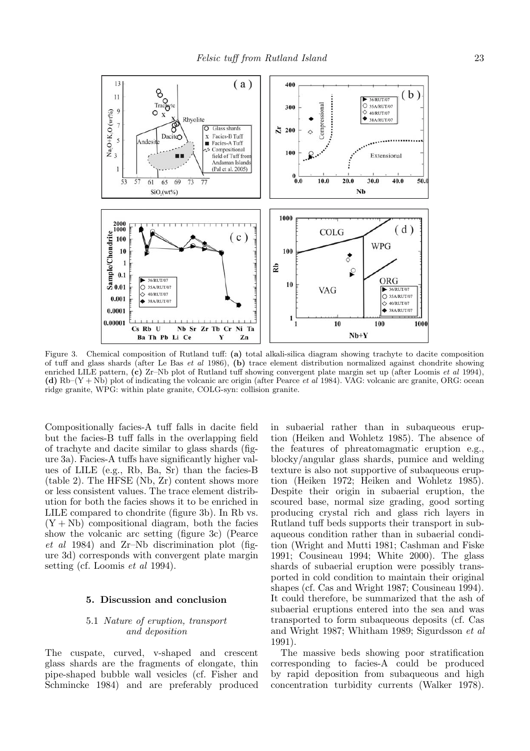Figure 3. Chemical composition of Rutland tuff: **(a)** total alkali-silica diagram showing trachyte to dacite composition of tuff and glass shards (after Le Bas *et al* 1986), **(b)** trace element distribution normalized against chondrite showing enriched LILE pattern, **(c)** Zr–Nb plot of Rutland tuff showing convergent plate margin set up (after Loomis *et al* 1994), **(d)** Rb–(Y + Nb) plot of indicating the volcanic arc origin (after Pearce *et al* 1984). VAG: volcanic arc granite, ORG: ocean ridge granite, WPG: within plate granite, COLG-syn: collision granite.

Compositionally facies-A tuff falls in dacite field but the facies-B tuff falls in the overlapping field of trachyte and dacite similar to glass shards (figure 3a). Facies-A tuffs have significantly higher values of LILE (e.g., Rb, Ba, Sr) than the facies-B (table 2). The HFSE (Nb, Zr) content shows more or less consistent values. The trace element distribution for both the facies shows it to be enriched in LILE compared to chondrite (figure 3b). In Rb vs. (Y + Nb) compositional diagram, both the facies show the volcanic arc setting (figure 3c) (Pearce *et al* 1984) and Zr–Nb discrimination plot (figure 3d) corresponds with convergent plate margin setting (cf. Loomis *et al* 1994).

## 5. Discussion and conclusion

### 5.1 *Nature of eruption, transport and deposition*

The cuspate, curved, v-shaped and crescent glass shards are the fragments of elongate, thin pipe-shaped bubble wall vesicles (cf. Fisher and Schmincke 1984) and are preferably produced in subaerial rather than in subaqueous eruption (Heiken and Wohletz 1985). The absence of the features of phreatomagmatic eruption e.g., blocky/angular glass shards, pumice and welding texture is also not supportive of subaqueous eruption (Heiken 1972; Heiken and Wohletz 1985). Despite their origin in subaerial eruption, the scoured base, normal size grading, good sorting producing crystal rich and glass rich layers in Rutland tuff beds supports their transport in subaqueous condition rather than in subaerial condition (Wright and Mutti 1981; Cashman and Fiske 1991; Cousineau 1994; White 2000). The glass shards of subaerial eruption were possibly transported in cold condition to maintain their original shapes (cf. Cas and Wright 1987; Cousineau 1994). It could therefore, be summarized that the ash of subaerial eruptions entered into the sea and was transported to form subaqueous deposits (cf. Cas and Wright 1987; Whitham 1989; Sigurdsson *et al* 1991).

The massive beds showing poor stratification corresponding to facies-A could be produced by rapid deposition from subaqueous and high concentration turbidity currents (Walker 1978).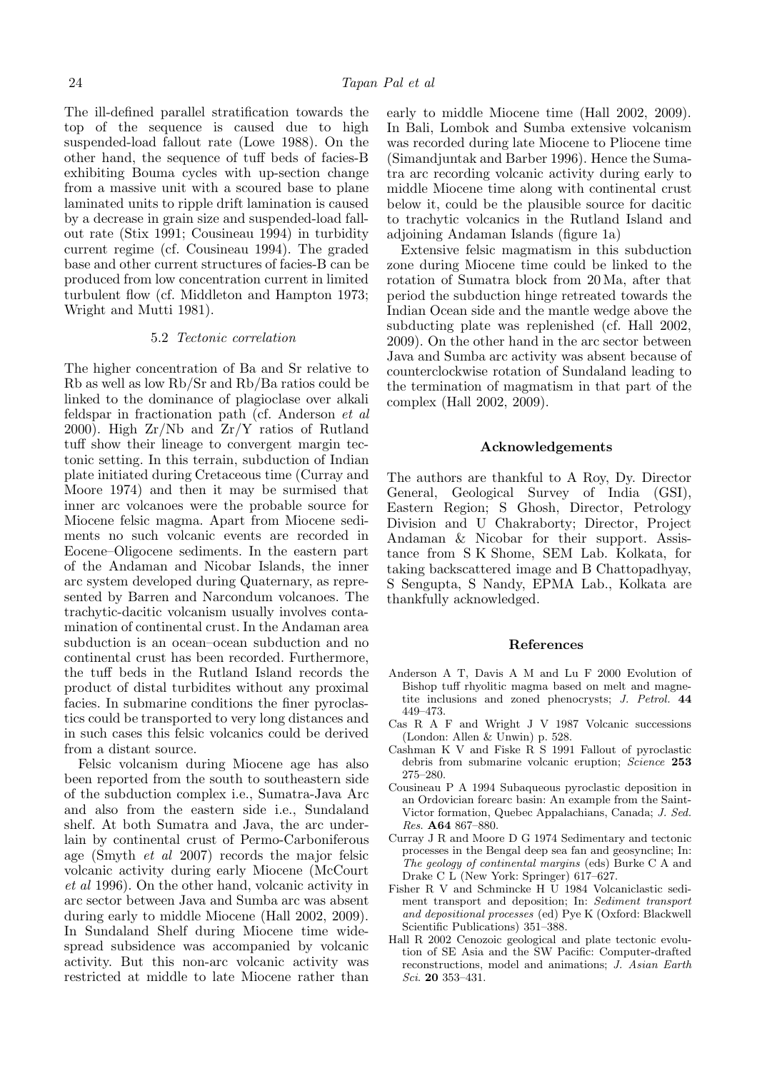The ill-defined parallel stratification towards the top of the sequence is caused due to high suspended-load fallout rate (Lowe 1988). On the other hand, the sequence of tuff beds of facies-B exhibiting Bouma cycles with up-section change from a massive unit with a scoured base to plane laminated units to ripple drift lamination is caused by a decrease in grain size and suspended-load fallout rate (Stix 1991; Cousineau 1994) in turbidity current regime (cf. Cousineau 1994). The graded base and other current structures of facies-B can be produced from low concentration current in limited turbulent flow (cf. Middleton and Hampton 1973; Wright and Mutti 1981).

### 5.2 *Tectonic correlation*

The higher concentration of Ba and Sr relative to Rb as well as low Rb/Sr and Rb/Ba ratios could be linked to the dominance of plagioclase over alkali feldspar in fractionation path (cf. Anderson *et al* 2000). High Zr/Nb and Zr/Y ratios of Rutland tuff show their lineage to convergent margin tectonic setting. In this terrain, subduction of Indian plate initiated during Cretaceous time (Curray and Moore 1974) and then it may be surmised that inner arc volcanoes were the probable source for Miocene felsic magma. Apart from Miocene sediments no such volcanic events are recorded in Eocene–Oligocene sediments. In the eastern part of the Andaman and Nicobar Islands, the inner arc system developed during Quaternary, as represented by Barren and Narcondum volcanoes. The trachytic-dacitic volcanism usually involves contamination of continental crust. In the Andaman area subduction is an ocean–ocean subduction and no continental crust has been recorded. Furthermore, the tuff beds in the Rutland Island records the product of distal turbidites without any proximal facies. In submarine conditions the finer pyroclastics could be transported to very long distances and in such cases this felsic volcanics could be derived from a distant source.

Felsic volcanism during Miocene age has also been reported from the south to southeastern side of the subduction complex i.e., Sumatra-Java Arc and also from the eastern side i.e., Sundaland shelf. At both Sumatra and Java, the arc underlain by continental crust of Permo-Carboniferous age (Smyth *et al* 2007) records the major felsic volcanic activity during early Miocene (McCourt *et al* 1996). On the other hand, volcanic activity in arc sector between Java and Sumba arc was absent during early to middle Miocene (Hall 2002, 2009). In Sundaland Shelf during Miocene time widespread subsidence was accompanied by volcanic activity. But this non-arc volcanic activity was restricted at middle to late Miocene rather than early to middle Miocene time (Hall 2002, 2009). In Bali, Lombok and Sumba extensive volcanism was recorded during late Miocene to Pliocene time (Simandjuntak and Barber 1996). Hence the Sumatra arc recording volcanic activity during early to middle Miocene time along with continental crust below it, could be the plausible source for dacitic to trachytic volcanics in the Rutland Island and adjoining Andaman Islands (figure 1a)

Extensive felsic magmatism in this subduction zone during Miocene time could be linked to the rotation of Sumatra block from 20 Ma, after that period the subduction hinge retreated towards the Indian Ocean side and the mantle wedge above the subducting plate was replenished (cf. Hall 2002, 2009). On the other hand in the arc sector between Java and Sumba arc activity was absent because of counterclockwise rotation of Sundaland leading to the termination of magmatism in that part of the complex (Hall 2002, 2009).

## Acknowledgements

The authors are thankful to A Roy, Dy. Director General, Geological Survey of India (GSI), Eastern Region; S Ghosh, Director, Petrology Division and U Chakraborty; Director, Project Andaman & Nicobar for their support. Assistance from S K Shome, SEM Lab. Kolkata, for taking backscattered image and B Chattopadhyay, S Sengupta, S Nandy, EPMA Lab., Kolkata are thankfully acknowledged.

## References

Anderson A T, Davis A M and Lu F 2000 Evolution of Bishop tuff rhyolitic magma based on melt and magnetite inclusions and zoned phenocrysts; *J. Petrol.* **44** 449–473.

Cas R A F and Wright J V 1987 Volcanic successions (London: Allen & Unwin) p. 528.

Cashman K V and Fiske R S 1991 Fallout of pyroclastic debris from submarine volcanic eruption; *Science* **253** 275–280.

Cousineau P A 1994 Subaqueous pyroclastic deposition in an Ordovician forearc basin: An example from the Saint-Victor formation, Quebec Appalachians, Canada; *J. Sed. Res.* **A64** 867–880.

Curray J R and Moore D G 1974 Sedimentary and tectonic processes in the Bengal deep sea fan and geosyncline; In: *The geology of continental margins* (eds) Burke C A and Drake C L (New York: Springer) 617–627.

Fisher R V and Schmincke H U 1984 Volcaniclastic sediment transport and deposition; In: *Sediment transport and depositional processes* (ed) Pye K (Oxford: Blackwell Scientific Publications) 351–388.

Hall R 2002 Cenozoic geological and plate tectonic evolution of SE Asia and the SW Pacific: Computer-drafted reconstructions, model and animations; *J. Asian Earth Sci.* **20** 353–431.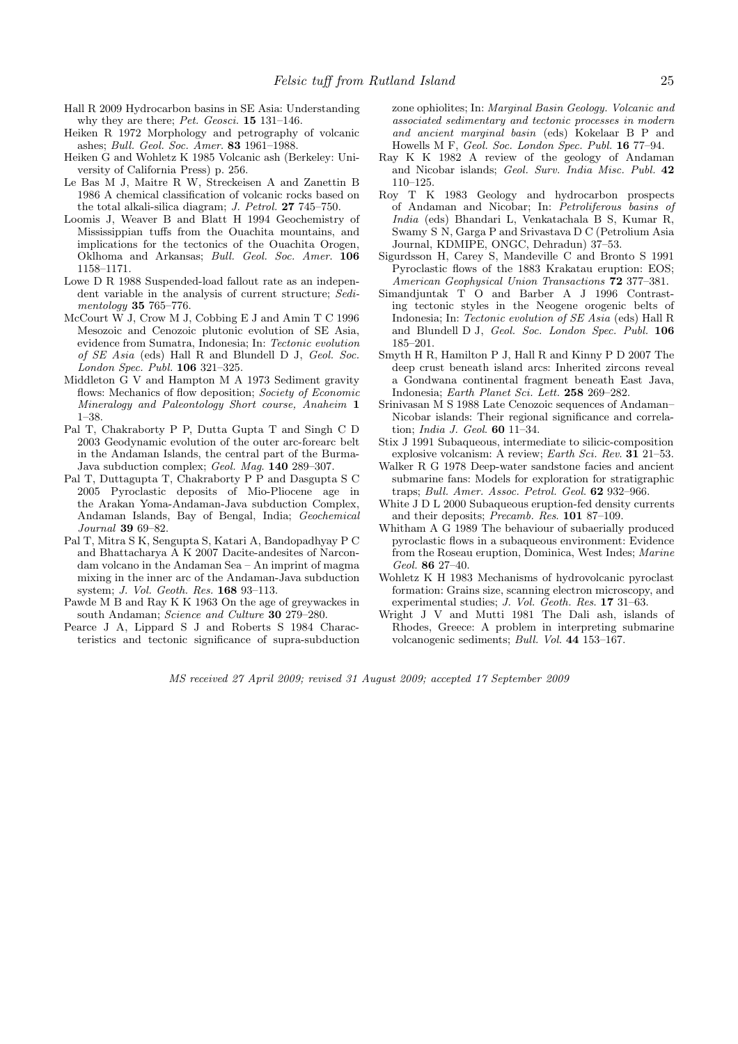Hall R 2009 Hydrocarbon basins in SE Asia: Understanding why they are there; *Pet. Geosci.* **15** 131–146.

Heiken R 1972 Morphology and petrography of volcanic ashes; *Bull. Geol. Soc. Amer.* **83** 1961–1988.

Heiken G and Wohletz K 1985 Volcanic ash (Berkeley: University of California Press) p. 256.

Le Bas M J, Maitre R W, Streckeisen A and Zanettin B 1986 A chemical classification of volcanic rocks based on the total alkali-silica diagram; *J. Petrol.* **27** 745–750.

Loomis J, Weaver B and Blatt H 1994 Geochemistry of Mississippian tuffs from the Ouachita mountains, and implications for the tectonics of the Ouachita Orogen, Oklhoma and Arkansas; *Bull. Geol. Soc. Amer.* **106** 1158–1171.

Lowe D R 1988 Suspended-load fallout rate as an independent variable in the analysis of current structure; *Sedimentology* **35** 765–776.

McCourt W J, Crow M J, Cobbing E J and Amin T C 1996 Mesozoic and Cenozoic plutonic evolution of SE Asia, evidence from Sumatra, Indonesia; In: *Tectonic evolution of SE Asia* (eds) Hall R and Blundell D J, *Geol. Soc. London Spec. Publ.* **106** 321–325.

Middleton G V and Hampton M A 1973 Sediment gravity flows: Mechanics of flow deposition; *Society of Economic Mineralogy and Paleontology Short course, Anaheim* **1** 1–38.

Pal T, Chakraborty P P, Dutta Gupta T and Singh C D 2003 Geodynamic evolution of the outer arc-forearc belt in the Andaman Islands, the central part of the Burma-Java subduction complex; *Geol. Mag.* **140** 289–307.

Pal T, Duttagupta T, Chakraborty P P and Dasgupta S C 2005 Pyroclastic deposits of Mio-Pliocene age in the Arakan Yoma-Andaman-Java subduction Complex, Andaman Islands, Bay of Bengal, India; *Geochemical Journal* **39** 69–82.

Pal T, Mitra S K, Sengupta S, Katari A, Bandopadhyay P C and Bhattacharya A K 2007 Dacite-andesites of Narcondam volcano in the Andaman Sea – An imprint of magma mixing in the inner arc of the Andaman-Java subduction system; *J. Vol. Geoth. Res.* **168** 93–113.

Pawde M B and Ray K K 1963 On the age of greywackes in south Andaman; *Science and Culture* **30** 279–280.

Pearce J A, Lippard S J and Roberts S 1984 Characteristics and tectonic significance of supra-subduction zone ophiolites; In: *Marginal Basin Geology. Volcanic and associated sedimentary and tectonic processes in modern and ancient marginal basin* (eds) Kokelaar B P and Howells M F, *Geol. Soc. London Spec. Publ.* **16** 77–94.

Ray K K 1982 A review of the geology of Andaman and Nicobar islands; *Geol. Surv. India Misc. Publ.* **42** 110–125.

Roy T K 1983 Geology and hydrocarbon prospects of Andaman and Nicobar; In: *Petroliferous basins of India* (eds) Bhandari L, Venkatachala B S, Kumar R, Swamy S N, Garga P and Srivastava D C (Petrolium Asia Journal, KDMIPE, ONGC, Dehradun) 37–53.

Sigurdsson H, Carey S, Mandeville C and Bronto S 1991 Pyroclastic flows of the 1883 Krakatau eruption: EOS; *American Geophysical Union Transactions* **72** 377–381.

Simandjuntak T O and Barber A J 1996 Contrasting tectonic styles in the Neogene orogenic belts of Indonesia; In: *Tectonic evolution of SE Asia* (eds) Hall R and Blundell D J, *Geol. Soc. London Spec. Publ.* **106** 185–201.

Smyth H R, Hamilton P J, Hall R and Kinny P D 2007 The deep crust beneath island arcs: Inherited zircons reveal a Gondwana continental fragment beneath East Java, Indonesia; *Earth Planet Sci. Lett.* **258** 269–282.

Srinivasan M S 1988 Late Cenozoic sequences of Andaman–Nicobar islands: Their regional significance and correlation; *India J. Geol.* **60** 11–34.

Stix J 1991 Subaqueous, intermediate to silicic-composition explosive volcanism: A review; *Earth Sci. Rev.* **31** 21–53.

Walker R G 1978 Deep-water sandstone facies and ancient submarine fans: Models for exploration for stratigraphic traps; *Bull. Amer. Assoc. Petrol. Geol.* **62** 932–966.

White J D L 2000 Subaqueous eruption-fed density currents and their deposits; *Precamb. Res.* **101** 87–109.

Whitham A G 1989 The behaviour of subaerially produced pyroclastic flows in a subaqueous environment: Evidence from the Roseau eruption, Dominica, West Indes; *Marine Geol.* **86** 27–40.

Wohletz K H 1983 Mechanisms of hydrovolcanic pyroclast formation: Grains size, scanning electron microscopy, and experimental studies; *J. Vol. Geoth. Res.* **17** 31–63.

Wright J V and Mutti 1981 The Dali ash, islands of Rhodes, Greece: A problem in interpreting submarine volcanogenic sediments; *Bull. Vol.* **44** 153–167.

*MS received 27 April 2009; revised 31 August 2009; accepted 17 September 2009*